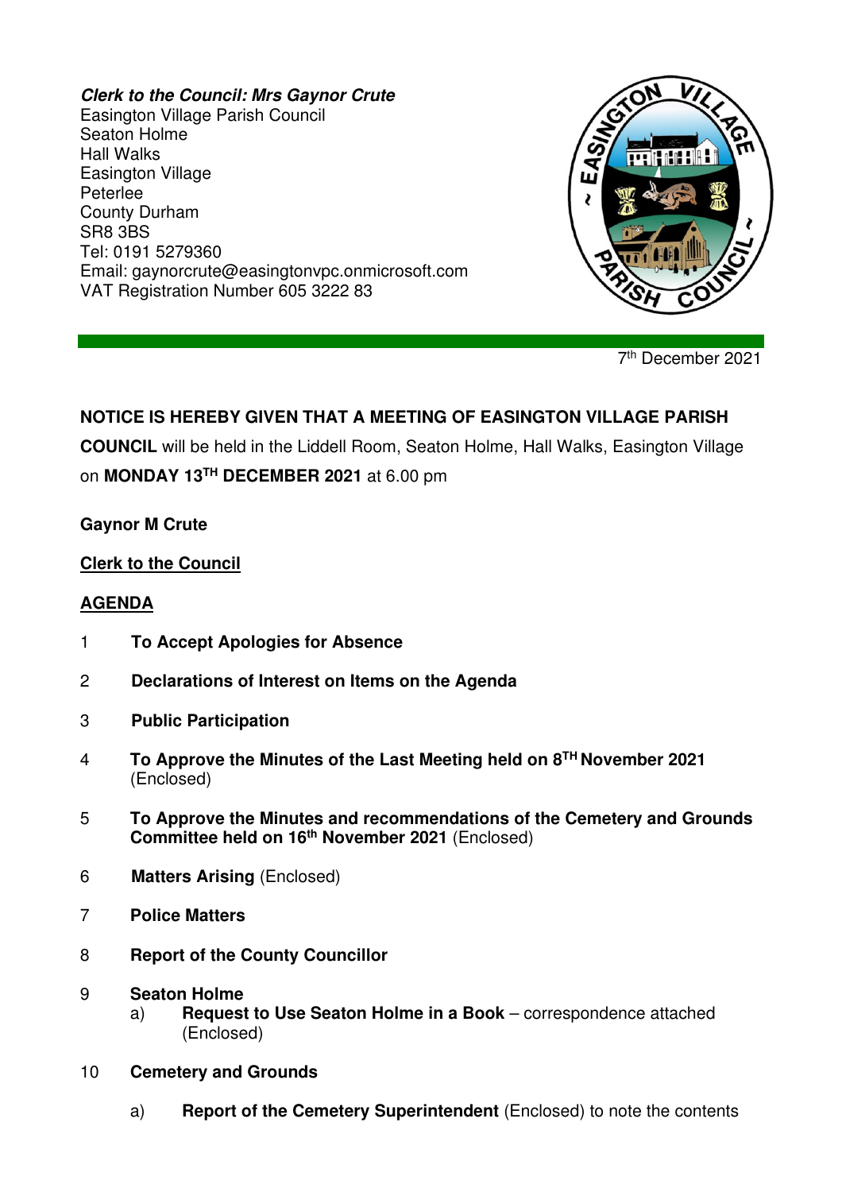***Clerk to the Council: Mrs Gaynor Crute***
Easington Village Parish Council
Seaton Holme
Hall Walks
Easington Village
Peterlee
County Durham
SR8 3BS
Tel: 0191 5279360
Email: gaynorcrute@easingtonvpc.onmicrosoft.com
VAT Registration Number 605 3222 83

7th December 2021

**NOTICE IS HEREBY GIVEN THAT A MEETING OF EASINGTON VILLAGE PARISH COUNCIL** will be held in the Liddell Room, Seaton Holme, Hall Walks, Easington Village on **MONDAY 13TH DECEMBER 2021** at 6.00 pm

**Gaynor M Crute**

**Clerk to the Council**

## AGENDA

1. **To Accept Apologies for Absence**

2. **Declarations of Interest on Items on the Agenda**

3. **Public Participation**

4. **To Approve the Minutes of the Last Meeting held on 8TH November 2021** (Enclosed)

5. **To Approve the Minutes and recommendations of the Cemetery and Grounds Committee held on 16th November 2021** (Enclosed)

6. **Matters Arising** (Enclosed)

7. **Police Matters**

8. **Report of the County Councillor**

9. **Seaton Holme**
   a) **Request to Use Seaton Holme in a Book** – correspondence attached (Enclosed)

10. **Cemetery and Grounds**

    a) **Report of the Cemetery Superintendent** (Enclosed) to note the contents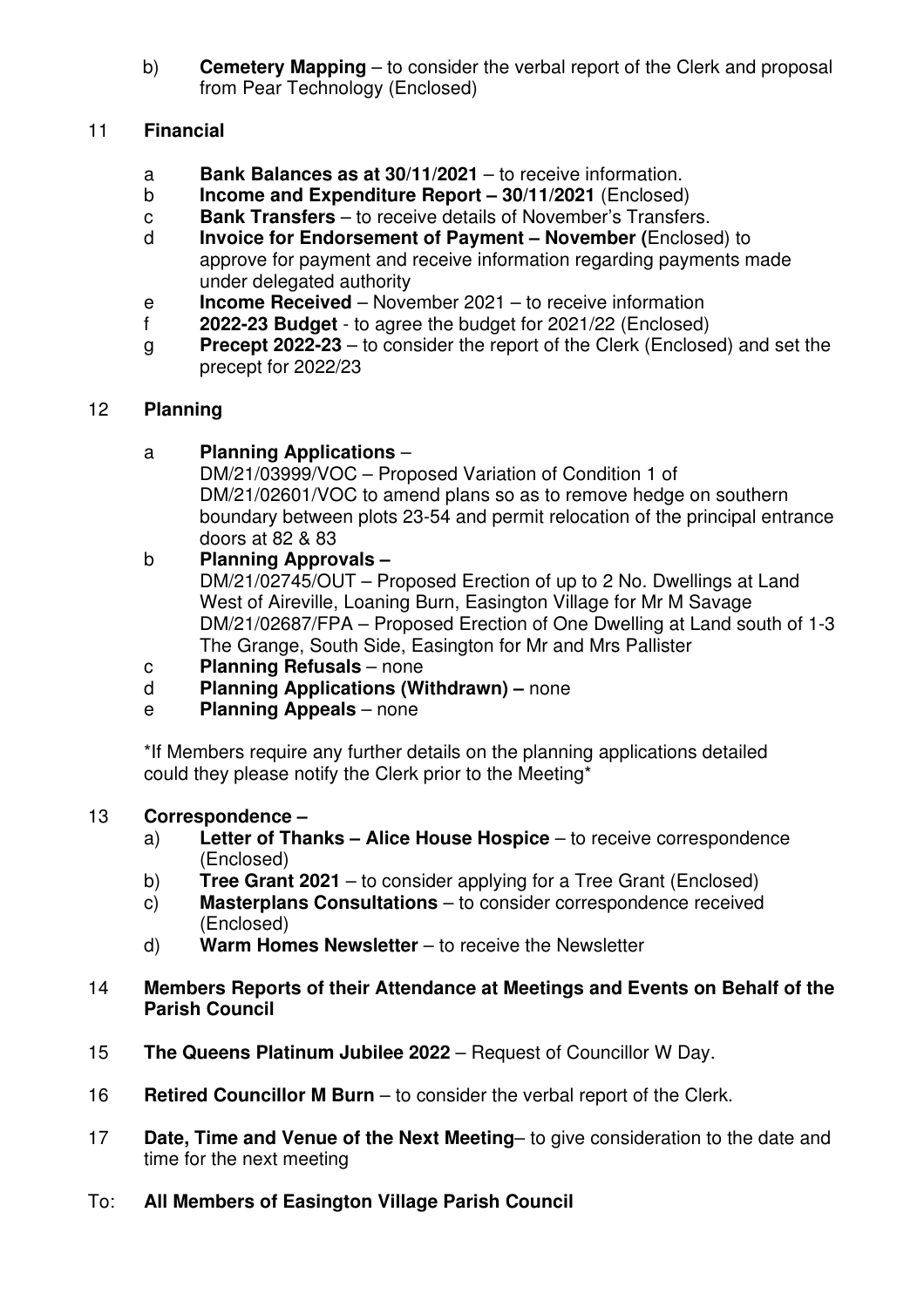b) **Cemetery Mapping** – to consider the verbal report of the Clerk and proposal from Pear Technology (Enclosed)

11 **Financial**

a **Bank Balances as at 30/11/2021** – to receive information.
b **Income and Expenditure Report – 30/11/2021** (Enclosed)
c **Bank Transfers** – to receive details of November's Transfers.
d **Invoice for Endorsement of Payment – November (**Enclosed) to approve for payment and receive information regarding payments made under delegated authority
e **Income Received** – November 2021 – to receive information
f **2022-23 Budget** - to agree the budget for 2021/22 (Enclosed)
g **Precept 2022-23** – to consider the report of the Clerk (Enclosed) and set the precept for 2022/23

12 **Planning**

a **Planning Applications** –
DM/21/03999/VOC – Proposed Variation of Condition 1 of DM/21/02601/VOC to amend plans so as to remove hedge on southern boundary between plots 23-54 and permit relocation of the principal entrance doors at 82 & 83
b **Planning Approvals –**
DM/21/02745/OUT – Proposed Erection of up to 2 No. Dwellings at Land West of Aireville, Loaning Burn, Easington Village for Mr M Savage
DM/21/02687/FPA – Proposed Erection of One Dwelling at Land south of 1-3 The Grange, South Side, Easington for Mr and Mrs Pallister
c **Planning Refusals** – none
d **Planning Applications (Withdrawn) –** none
e **Planning Appeals** – none

*If Members require any further details on the planning applications detailed could they please notify the Clerk prior to the Meeting*

13 **Correspondence –**

a) **Letter of Thanks – Alice House Hospice** – to receive correspondence (Enclosed)
b) **Tree Grant 2021** – to consider applying for a Tree Grant (Enclosed)
c) **Masterplans Consultations** – to consider correspondence received (Enclosed)
d) **Warm Homes Newsletter** – to receive the Newsletter

14 **Members Reports of their Attendance at Meetings and Events on Behalf of the Parish Council**

15 **The Queens Platinum Jubilee 2022** – Request of Councillor W Day.

16 **Retired Councillor M Burn** – to consider the verbal report of the Clerk.

17 **Date, Time and Venue of the Next Meeting**– to give consideration to the date and time for the next meeting

To: **All Members of Easington Village Parish Council**